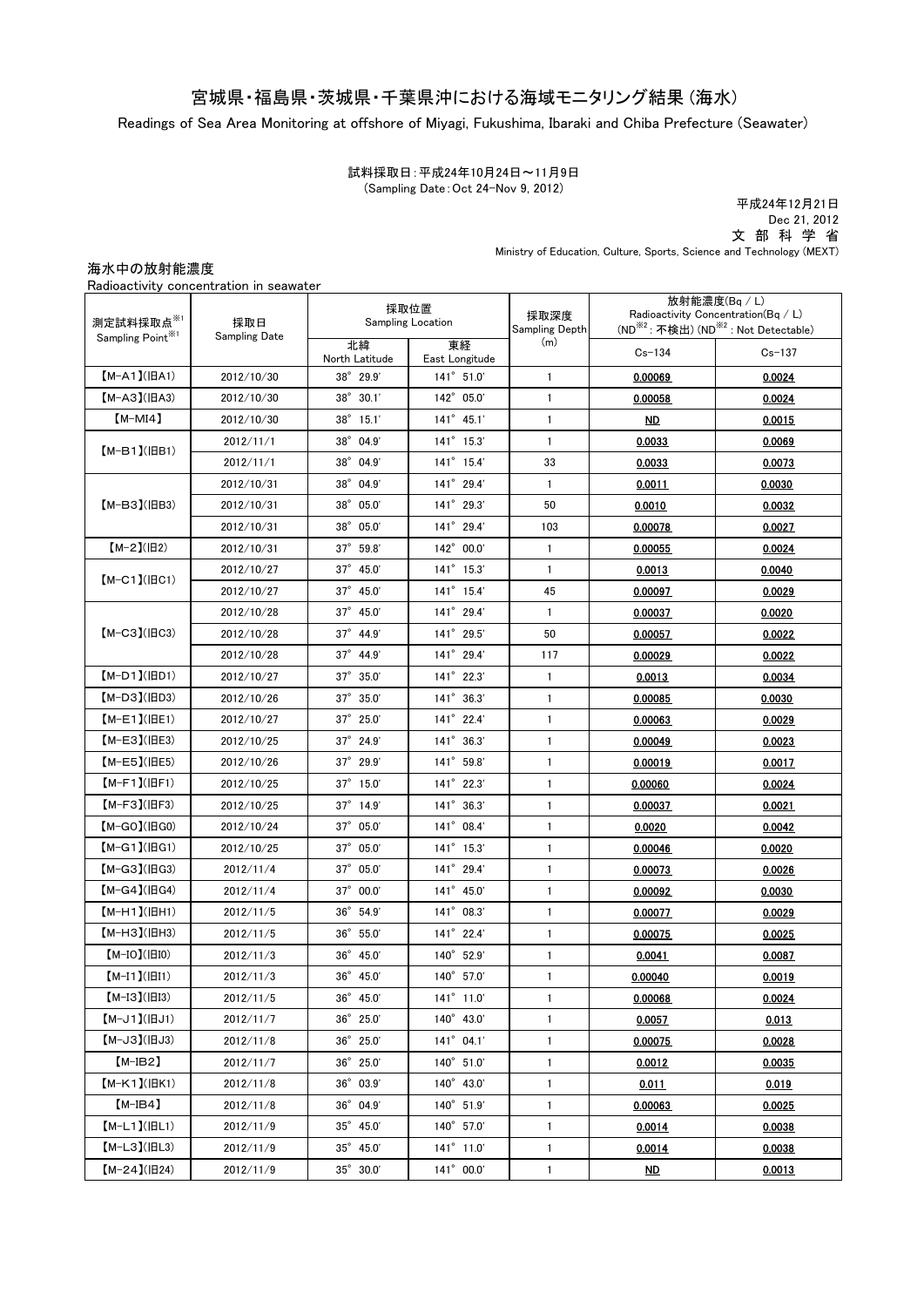# 宮城県・福島県・茨城県・千葉県沖における海域モニタリング結果（海水）

Readings of Sea Area Monitoring at offshore of Miyagi, Fukushima, Ibaraki and Chiba Prefecture (Seawater)

試料採取日：平成24年10月24日～11月9日
(Sampling Date：Oct 24-Nov 9, 2012)

平成24年12月21日
Dec 21, 2012
文部科学省
Ministry of Education, Culture, Sports, Science and Technology (MEXT)

## 海水中の放射能濃度

Radioactivity concentration in seawater

| 測定試料採取点※1 Sampling Point※1 | 採取日 Sampling Date | 採取位置 Sampling Location | | 採取深度 Sampling Depth (m) | 放射能濃度(Bq／L) Radioactivity Concentration(Bq／L) (ND※2：不検出) (ND※2：Not Detectable) | |
|---|---|---|---|---|---|---|
| | | 北緯 North Latitude | 東経 East Longitude | | Cs-134 | Cs-137 |
| 【M-A1】(旧A1) | 2012/10/30 | 38° 29.9' | 141° 51.0' | 1 | 0.00069 | 0.0024 |
| 【M-A3】(旧A3) | 2012/10/30 | 38° 30.1' | 142° 05.0' | 1 | 0.00058 | 0.0024 |
| 【M-MI4】 | 2012/10/30 | 38° 15.1' | 141° 45.1' | 1 | ND | 0.0015 |
| 【M-B1】(旧B1) | 2012/11/1 | 38° 04.9' | 141° 15.3' | 1 | 0.0033 | 0.0069 |
| | 2012/11/1 | 38° 04.9' | 141° 15.4' | 33 | 0.0033 | 0.0073 |
| 【M-B3】(旧B3) | 2012/10/31 | 38° 04.9' | 141° 29.4' | 1 | 0.0011 | 0.0030 |
| | 2012/10/31 | 38° 05.0' | 141° 29.3' | 50 | 0.0010 | 0.0032 |
| | 2012/10/31 | 38° 05.0' | 141° 29.4' | 103 | 0.00078 | 0.0027 |
| 【M-2】(旧2) | 2012/10/31 | 37° 59.8' | 142° 00.0' | 1 | 0.00055 | 0.0024 |
| 【M-C1】(旧C1) | 2012/10/27 | 37° 45.0' | 141° 15.3' | 1 | 0.0013 | 0.0040 |
| | 2012/10/27 | 37° 45.0' | 141° 15.4' | 45 | 0.00097 | 0.0029 |
| 【M-C3】(旧C3) | 2012/10/28 | 37° 45.0' | 141° 29.4' | 1 | 0.00037 | 0.0020 |
| | 2012/10/28 | 37° 44.9' | 141° 29.5' | 50 | 0.00057 | 0.0022 |
| | 2012/10/28 | 37° 44.9' | 141° 29.4' | 117 | 0.00029 | 0.0022 |
| 【M-D1】(旧D1) | 2012/10/27 | 37° 35.0' | 141° 22.3' | 1 | 0.0013 | 0.0034 |
| 【M-D3】(旧D3) | 2012/10/26 | 37° 35.0' | 141° 36.3' | 1 | 0.00085 | 0.0030 |
| 【M-E1】(旧E1) | 2012/10/27 | 37° 25.0' | 141° 22.4' | 1 | 0.00063 | 0.0029 |
| 【M-E3】(旧E3) | 2012/10/25 | 37° 24.9' | 141° 36.3' | 1 | 0.00049 | 0.0023 |
| 【M-E5】(旧E5) | 2012/10/26 | 37° 29.9' | 141° 59.8' | 1 | 0.00019 | 0.0017 |
| 【M-F1】(旧F1) | 2012/10/25 | 37° 15.0' | 141° 22.3' | 1 | 0.00060 | 0.0024 |
| 【M-F3】(旧F3) | 2012/10/25 | 37° 14.9' | 141° 36.3' | 1 | 0.00037 | 0.0021 |
| 【M-G0】(旧G0) | 2012/10/24 | 37° 05.0' | 141° 08.4' | 1 | 0.0020 | 0.0042 |
| 【M-G1】(旧G1) | 2012/10/25 | 37° 05.0' | 141° 15.3' | 1 | 0.00046 | 0.0020 |
| 【M-G3】(旧G3) | 2012/11/4 | 37° 05.0' | 141° 29.4' | 1 | 0.00073 | 0.0026 |
| 【M-G4】(旧G4) | 2012/11/4 | 37° 00.0' | 141° 45.0' | 1 | 0.00092 | 0.0030 |
| 【M-H1】(旧H1) | 2012/11/5 | 36° 54.9' | 141° 08.3' | 1 | 0.00077 | 0.0029 |
| 【M-H3】(旧H3) | 2012/11/5 | 36° 55.0' | 141° 22.4' | 1 | 0.00075 | 0.0025 |
| 【M-I0】(旧I0) | 2012/11/3 | 36° 45.0' | 140° 52.9' | 1 | 0.0041 | 0.0087 |
| 【M-I1】(旧I1) | 2012/11/3 | 36° 45.0' | 140° 57.0' | 1 | 0.00040 | 0.0019 |
| 【M-I3】(旧I3) | 2012/11/5 | 36° 45.0' | 141° 11.0' | 1 | 0.00068 | 0.0024 |
| 【M-J1】(旧J1) | 2012/11/7 | 36° 25.0' | 140° 43.0' | 1 | 0.0057 | 0.013 |
| 【M-J3】(旧J3) | 2012/11/8 | 36° 25.0' | 141° 04.1' | 1 | 0.00075 | 0.0028 |
| 【M-IB2】 | 2012/11/7 | 36° 25.0' | 140° 51.0' | 1 | 0.0012 | 0.0035 |
| 【M-K1】(旧K1) | 2012/11/8 | 36° 03.9' | 140° 43.0' | 1 | 0.011 | 0.019 |
| 【M-IB4】 | 2012/11/8 | 36° 04.9' | 140° 51.9' | 1 | 0.00063 | 0.0025 |
| 【M-L1】(旧L1) | 2012/11/9 | 35° 45.0' | 140° 57.0' | 1 | 0.0014 | 0.0038 |
| 【M-L3】(旧L3) | 2012/11/9 | 35° 45.0' | 141° 11.0' | 1 | 0.0014 | 0.0038 |
| 【M-24】(旧24) | 2012/11/9 | 35° 30.0' | 141° 00.0' | 1 | ND | 0.0013 |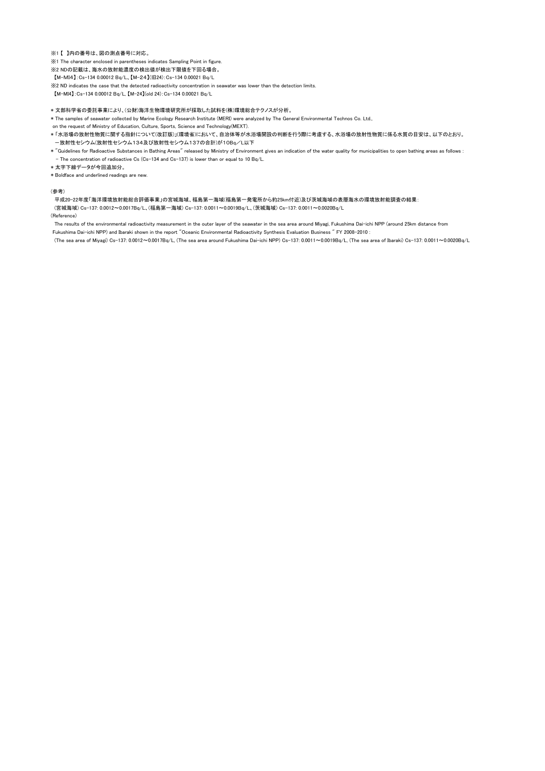※1【 】内の番号は、図の測点番号に対応。

※1 The character enclosed in parentheses indicates Sampling Point in figure.

※2 NDの記載は、海水の放射能濃度の検出値が検出下限値を下回る場合。

【M-MI4】: Cs-134 0.00012 Bq/L、【M-24】(旧24) : Cs-134 0.00021 Bq/L

※2 ND indicates the case that the detected radioactivity concentration in seawater was lower than the detection limits.

【M-MI4】: Cs-134 0.00012 Bq/L, 【M-24】(old 24) : Cs-134 0.00021 Bq/L

* 文部科学省の委託事業により、(公財)海洋生物環境研究所が採取した試料を(株)環境総合テクノスが分析。

* The samples of seawater collected by Marine Ecology Research Institute (MERI) were analyzed by The General Environmental Technos Co. Ltd., on the request of Ministry of Education, Culture, Sports, Science and Technology(MEXT).

* 「水浴場の放射性物質に関する指針について(改訂版)」(環境省)において、自治体等が水浴場開設の判断を行う際に考慮する、水浴場の放射性物質に係る水質の目安は、以下のとおり。

－放射性セシウム(放射性セシウム134及び放射性セシウム137の合計)が10Bq／L以下

* "Guidelines for Radioactive Substances in Bathing Areas" released by Ministry of Environment gives an indication of the water quality for municipalities to open bathing areas as follows :

- The concentration of radioactive Cs (Cs-134 and Cs-137) is lower than or equal to 10 Bq/L.

* 太字下線データが今回追加分。

* Boldface and underlined readings are new.

(参考)

平成20-22年度「海洋環境放射能総合評価事業」の宮城海域、福島第一海域(福島第一発電所から約25km付近)及び茨城海域の表層海水の環境放射能調査の結果:

(宮城海域) Cs-137: 0.0012～0.0017Bq/L、(福島第一海域) Cs-137: 0.0011～0.0019Bq/L、(茨城海域) Cs-137: 0.0011～0.0020Bq/L

(Reference)

The results of the environmental radioactivity measurement in the outer layer of the seawater in the sea area around Miyagi, Fukushima Dai-ichi NPP (around 25km distance from Fukushima Dai-ichi NPP) and Ibaraki shown in the report "Oceanic Environmental Radioactivity Synthesis Evaluation Business " FY 2008-2010 :

(The sea area of Miyagi) Cs-137: 0.0012～0.0017Bq/L, (The sea area around Fukushima Dai-ichi NPP) Cs-137: 0.0011～0.0019Bq/L, (The sea area of Ibaraki) Cs-137: 0.0011～0.0020Bq/L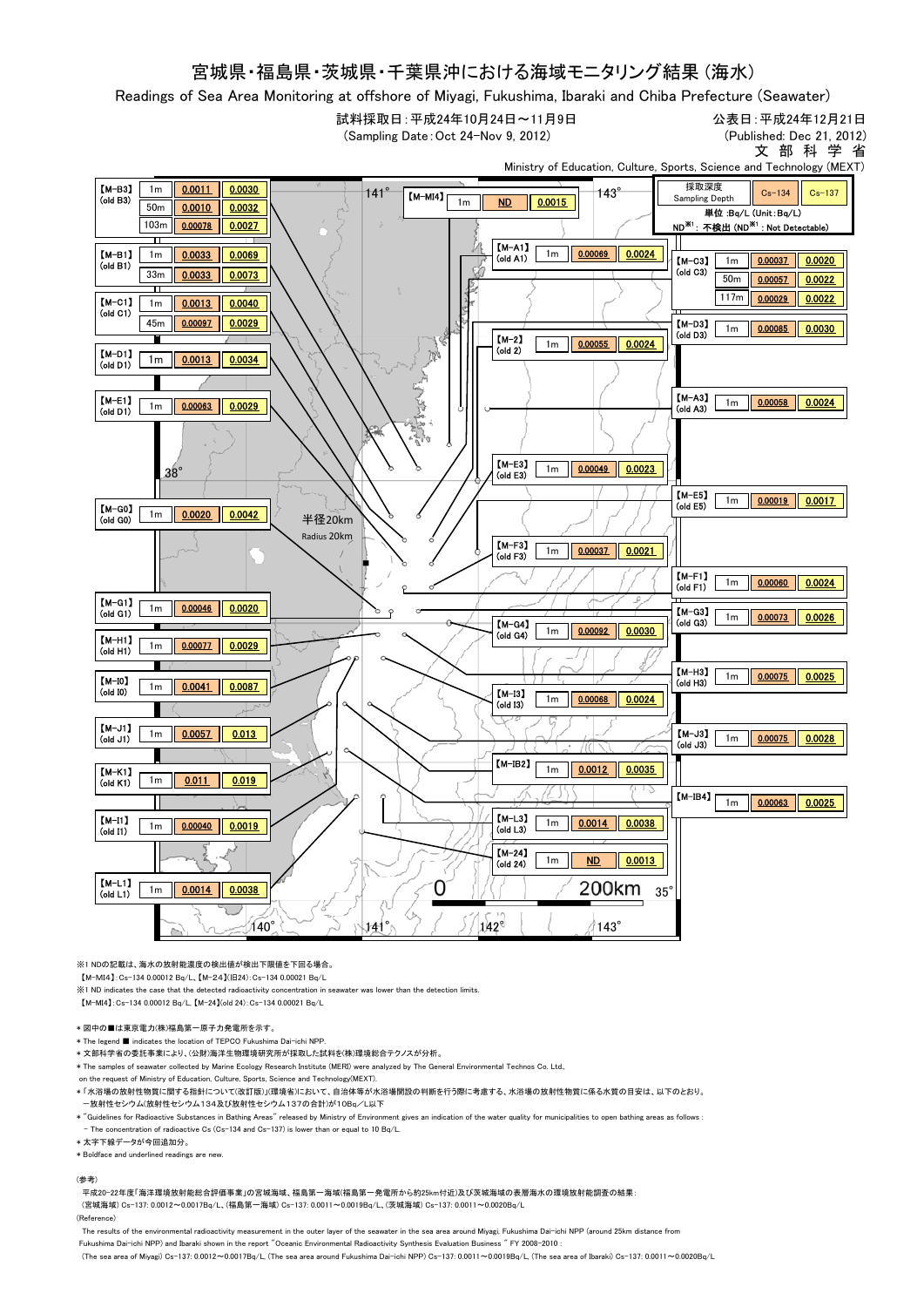# 宮城県・福島県・茨城県・千葉県沖における海域モニタリング結果 (海水)

Readings of Sea Area Monitoring at offshore of Miyagi, Fukushima, Ibaraki and Chiba Prefecture (Seawater)

試料採取日：平成24年10月24日～11月9日
(Sampling Date：Oct 24–Nov 9, 2012)

公表日：平成24年12月21日
(Published: Dec 21, 2012)

文部科学省
Ministry of Education, Culture, Sports, Science and Technology (MEXT)

単位 :Bq/L (Unit : Bq/L)
ND[※1]：不検出 (ND[※1] : Not Detectable)

| Point | Sampling Depth | Cs-134 | Cs-137 |
|---|---|---|---|
| 【M-B3】(old B3) | 1m | 0.0011 | 0.0030 |
| | 50m | 0.0010 | 0.0032 |
| | 103m | 0.00078 | 0.0027 |
| 【M-B1】(old B1) | 1m | 0.0033 | 0.0069 |
| | 33m | 0.0033 | 0.0073 |
| 【M-C1】(old C1) | 1m | 0.0013 | 0.0040 |
| | 45m | 0.00097 | 0.0029 |
| 【M-D1】(old D1) | 1m | 0.0013 | 0.0034 |
| 【M-E1】(old D1) | 1m | 0.00063 | 0.0029 |
| 【M-G0】(old G0) | 1m | 0.0020 | 0.0042 |
| 【M-G1】(old G1) | 1m | 0.00046 | 0.0020 |
| 【M-H1】(old H1) | 1m | 0.00077 | 0.0029 |
| 【M-I0】(old I0) | 1m | 0.0041 | 0.0087 |
| 【M-J1】(old J1) | 1m | 0.0057 | 0.013 |
| 【M-K1】(old K1) | 1m | 0.011 | 0.019 |
| 【M-I1】(old I1) | 1m | 0.00040 | 0.0019 |
| 【M-L1】(old L1) | 1m | 0.0014 | 0.0038 |
| 【M-MI4】 | 1m | ND | 0.0015 |
| 【M-A1】(old A1) | 1m | 0.00069 | 0.0024 |
| 【M-2】(old 2) | 1m | 0.00055 | 0.0024 |
| 【M-E3】(old E3) | 1m | 0.00049 | 0.0023 |
| 【M-F3】(old F3) | 1m | 0.00037 | 0.0021 |
| 【M-G4】(old G4) | 1m | 0.00092 | 0.0030 |
| 【M-I3】(old I3) | 1m | 0.00068 | 0.0024 |
| 【M-IB2】 | 1m | 0.0012 | 0.0035 |
| 【M-L3】(old L3) | 1m | 0.0014 | 0.0038 |
| 【M-24】(old 24) | 1m | ND | 0.0013 |
| 【M-C3】(old C3) | 1m | 0.00037 | 0.0020 |
| | 50m | 0.00057 | 0.0022 |
| | 117m | 0.00029 | 0.0022 |
| 【M-D3】(old D3) | 1m | 0.00085 | 0.0030 |
| 【M-A3】(old A3) | 1m | 0.00058 | 0.0024 |
| 【M-E5】(old E5) | 1m | 0.00019 | 0.0017 |
| 【M-F1】(old F1) | 1m | 0.00060 | 0.0024 |
| 【M-G3】(old G3) | 1m | 0.00073 | 0.0026 |
| 【M-H3】(old H3) | 1m | 0.00075 | 0.0025 |
| 【M-J3】(old J3) | 1m | 0.00075 | 0.0028 |
| 【M-IB4】 | 1m | 0.00063 | 0.0025 |

141° 143° 38° 半径20km Radius 20km 0 200km 35° 140° 141° 142° 143°

※1 NDの記載は、海水の放射能濃度の検出値が検出下限値を下回る場合。
【M-MI4】: Cs-134 0.00012 Bq/L、【M-24】(旧24) : Cs-134 0.00021 Bq/L
※1 ND indicates the case that the detected radioactivity concentration in seawater was lower than the detection limits.
【M-MI4】: Cs-134 0.00012 Bq/L, 【M-24】(old 24) : Cs-134 0.00021 Bq/L

* 図中の■は東京電力(株)福島第一原子力発電所を示す。
* The legend ■ indicates the location of TEPCO Fukushima Dai-ichi NPP.
* 文部科学省の委託事業により、(公財)海洋生物環境研究所が採取した試料を(株)環境総合テクノスが分析。
* The samples of seawater collected by Marine Ecology Research Institute (MERI) were analyzed by The General Environmental Technos Co. Ltd, on the request of Ministry of Education, Culture, Sports, Science and Technology(MEXT).
* 「水浴場の放射性物質に関する指針について(改訂版)」(環境省)において、自治体等が水浴場開設の判断を行う際に考慮する、水浴場の放射性物質に係る水質の目安は、以下のとおり。
  －放射性セシウム(放射性セシウム134及び放射性セシウム137の合計)が10Bq／L以下
* "Guidelines for Radioactive Substances in Bathing Areas" released by Ministry of Environment gives an indication of the water quality for municipalities to open bathing areas as follows :
  – The concentration of radioactive Cs (Cs-134 and Cs-137) is lower than or equal to 10 Bq/L.
* 太字下線データが今回追加分。
* Boldface and underlined readings are new.

(参考)
平成20-22年度「海洋環境放射能総合評価事業」の宮城海域、福島第一海域(福島第一発電所から約25km付近)及び茨城海域の表層海水の環境放射能調査の結果：
(宮城海域) Cs-137: 0.0012～0.0017Bq/L、(福島第一海域) Cs-137: 0.0011～0.0019Bq/L、(茨城海域) Cs-137: 0.0011～0.0020Bq/L

(Reference)
The results of the environmental radioactivity measurement in the outer layer of the seawater in the sea area around Miyagi, Fukushima Dai-ichi NPP (around 25km distance from Fukushima Dai-ichi NPP) and Ibaraki shown in the report "Oceanic Environmental Radioactivity Synthesis Evaluation Business " FY 2008-2010 :
(The sea area of Miyagi) Cs-137: 0.0012～0.0017Bq/L, (The sea area around Fukushima Dai-ichi NPP) Cs-137: 0.0011～0.0019Bq/L, (The sea area of Ibaraki) Cs-137: 0.0011～0.0020Bq/L